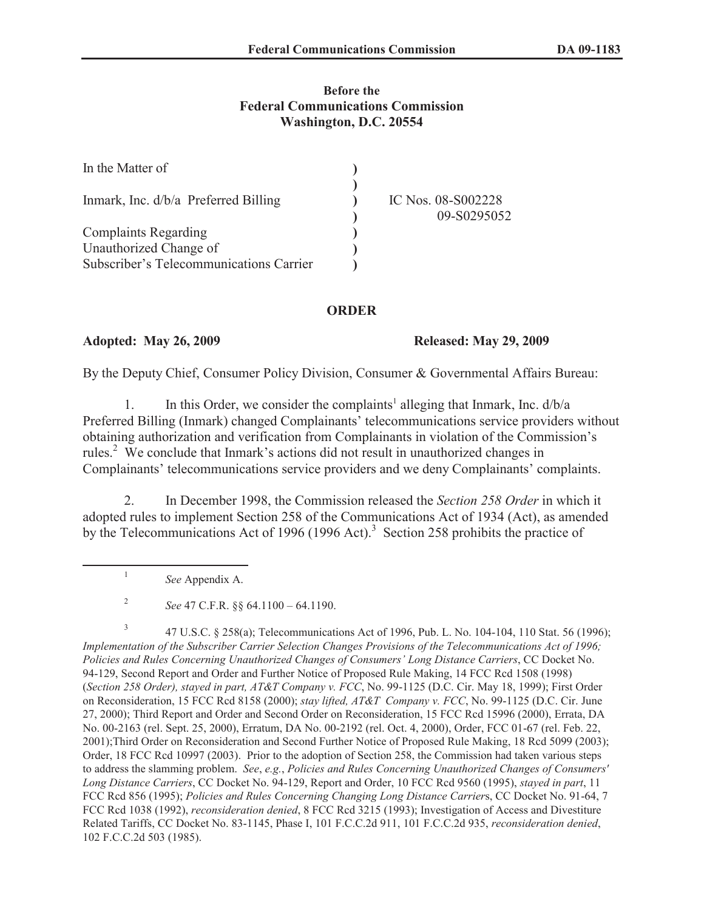**Before the**
**Federal Communications Commission**
**Washington, D.C. 20554**

| | | |
|---|---|---|
| In the Matter of | ) | |
| | ) | |
| Inmark, Inc. d/b/a Preferred Billing | ) | IC Nos. 08-S002228 |
| | ) | 09-S0295052 |
| Complaints Regarding | ) | |
| Unauthorized Change of | ) | |
| Subscriber's Telecommunications Carrier | ) | |

**ORDER**

**Adopted: May 26, 2009** **Released: May 29, 2009**

By the Deputy Chief, Consumer Policy Division, Consumer & Governmental Affairs Bureau:

1. In this Order, we consider the complaints[1] alleging that Inmark, Inc. d/b/a Preferred Billing (Inmark) changed Complainants' telecommunications service providers without obtaining authorization and verification from Complainants in violation of the Commission's rules.[2] We conclude that Inmark's actions did not result in unauthorized changes in Complainants' telecommunications service providers and we deny Complainants' complaints.

2. In December 1998, the Commission released the *Section 258 Order* in which it adopted rules to implement Section 258 of the Communications Act of 1934 (Act), as amended by the Telecommunications Act of 1996 (1996 Act).[3] Section 258 prohibits the practice of

---

[1] *See* Appendix A.

[2] *See* 47 C.F.R. §§ 64.1100 – 64.1190.

[3] 47 U.S.C. § 258(a); Telecommunications Act of 1996, Pub. L. No. 104-104, 110 Stat. 56 (1996); *Implementation of the Subscriber Carrier Selection Changes Provisions of the Telecommunications Act of 1996; Policies and Rules Concerning Unauthorized Changes of Consumers' Long Distance Carriers*, CC Docket No. 94-129, Second Report and Order and Further Notice of Proposed Rule Making, 14 FCC Rcd 1508 (1998) (*Section 258 Order), stayed in part, AT&T Company v. FCC*, No. 99-1125 (D.C. Cir. May 18, 1999); First Order on Reconsideration, 15 FCC Rcd 8158 (2000); *stay lifted, AT&T Company v. FCC*, No. 99-1125 (D.C. Cir. June 27, 2000); Third Report and Order and Second Order on Reconsideration, 15 FCC Rcd 15996 (2000), Errata, DA No. 00-2163 (rel. Sept. 25, 2000), Erratum, DA No. 00-2192 (rel. Oct. 4, 2000), Order, FCC 01-67 (rel. Feb. 22, 2001);Third Order on Reconsideration and Second Further Notice of Proposed Rule Making, 18 Rcd 5099 (2003); Order, 18 FCC Rcd 10997 (2003). Prior to the adoption of Section 258, the Commission had taken various steps to address the slamming problem. *See*, *e.g.*, *Policies and Rules Concerning Unauthorized Changes of Consumers' Long Distance Carriers*, CC Docket No. 94-129, Report and Order, 10 FCC Rcd 9560 (1995), *stayed in part*, 11 FCC Rcd 856 (1995); *Policies and Rules Concerning Changing Long Distance Carrier*s, CC Docket No. 91-64, 7 FCC Rcd 1038 (1992), *reconsideration denied*, 8 FCC Rcd 3215 (1993); Investigation of Access and Divestiture Related Tariffs, CC Docket No. 83-1145, Phase I, 101 F.C.C.2d 911, 101 F.C.C.2d 935, *reconsideration denied*, 102 F.C.C.2d 503 (1985).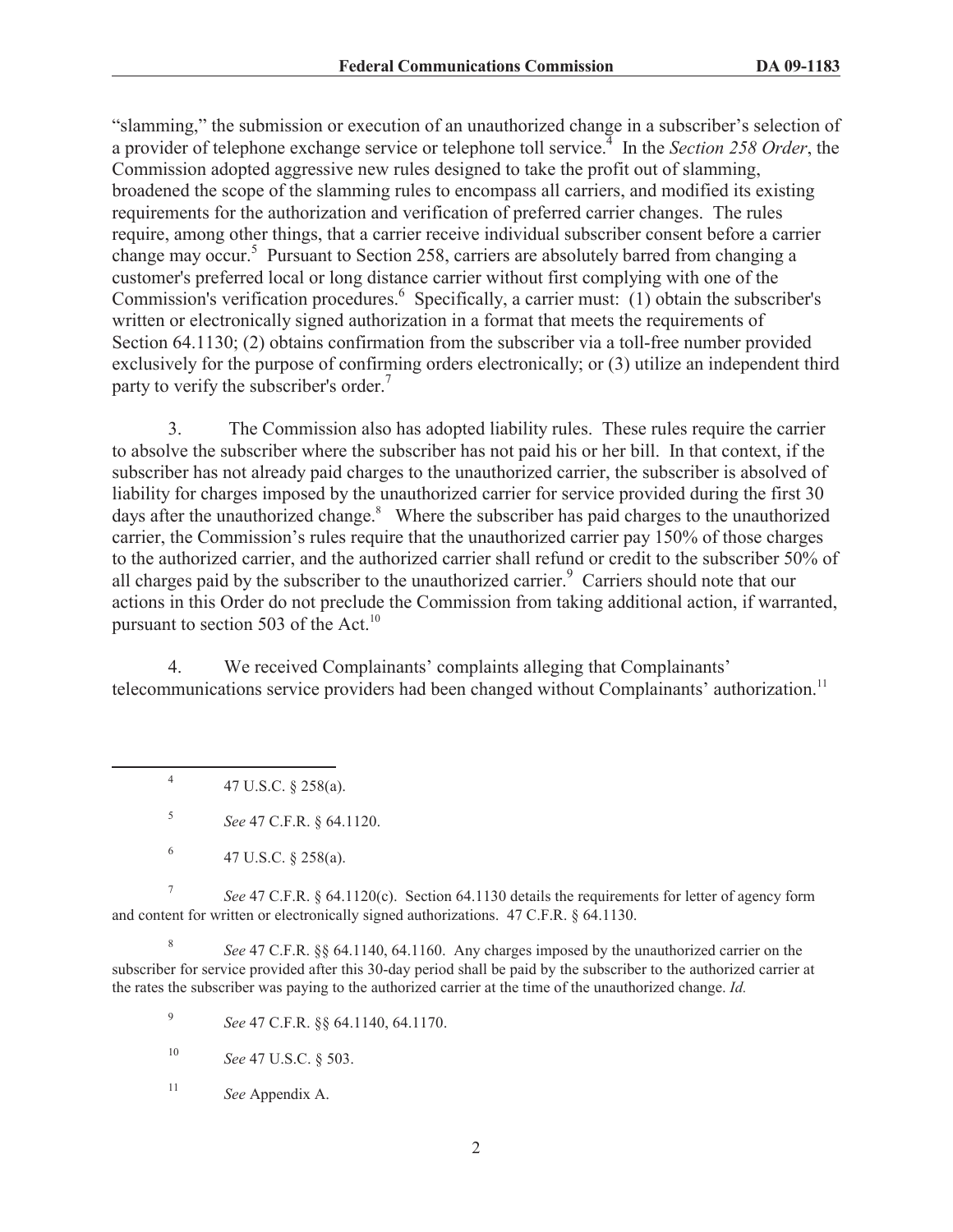"slamming," the submission or execution of an unauthorized change in a subscriber's selection of a provider of telephone exchange service or telephone toll service.[4] In the *Section 258 Order*, the Commission adopted aggressive new rules designed to take the profit out of slamming, broadened the scope of the slamming rules to encompass all carriers, and modified its existing requirements for the authorization and verification of preferred carrier changes. The rules require, among other things, that a carrier receive individual subscriber consent before a carrier change may occur.[5] Pursuant to Section 258, carriers are absolutely barred from changing a customer's preferred local or long distance carrier without first complying with one of the Commission's verification procedures.[6] Specifically, a carrier must: (1) obtain the subscriber's written or electronically signed authorization in a format that meets the requirements of Section 64.1130; (2) obtains confirmation from the subscriber via a toll-free number provided exclusively for the purpose of confirming orders electronically; or (3) utilize an independent third party to verify the subscriber's order.[7]

3. The Commission also has adopted liability rules. These rules require the carrier to absolve the subscriber where the subscriber has not paid his or her bill. In that context, if the subscriber has not already paid charges to the unauthorized carrier, the subscriber is absolved of liability for charges imposed by the unauthorized carrier for service provided during the first 30 days after the unauthorized change.[8] Where the subscriber has paid charges to the unauthorized carrier, the Commission's rules require that the unauthorized carrier pay 150% of those charges to the authorized carrier, and the authorized carrier shall refund or credit to the subscriber 50% of all charges paid by the subscriber to the unauthorized carrier.[9] Carriers should note that our actions in this Order do not preclude the Commission from taking additional action, if warranted, pursuant to section 503 of the Act.[10]

4. We received Complainants' complaints alleging that Complainants' telecommunications service providers had been changed without Complainants' authorization.[11]

---

[4] 47 U.S.C. § 258(a).

[5] *See* 47 C.F.R. § 64.1120.

[6] 47 U.S.C. § 258(a).

[7] *See* 47 C.F.R. § 64.1120(c). Section 64.1130 details the requirements for letter of agency form and content for written or electronically signed authorizations. 47 C.F.R. § 64.1130.

[8] *See* 47 C.F.R. §§ 64.1140, 64.1160. Any charges imposed by the unauthorized carrier on the subscriber for service provided after this 30-day period shall be paid by the subscriber to the authorized carrier at the rates the subscriber was paying to the authorized carrier at the time of the unauthorized change. *Id.*

[9] *See* 47 C.F.R. §§ 64.1140, 64.1170.

[10] *See* 47 U.S.C. § 503.

[11] *See* Appendix A.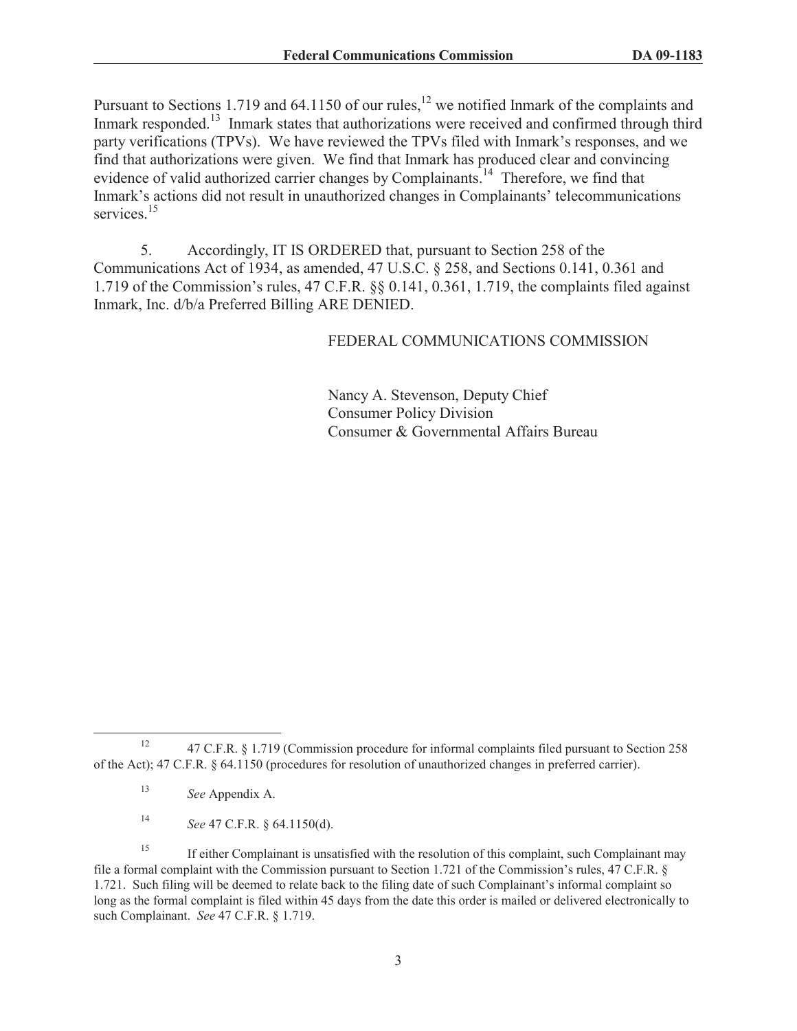Pursuant to Sections 1.719 and 64.1150 of our rules,[12] we notified Inmark of the complaints and Inmark responded.[13] Inmark states that authorizations were received and confirmed through third party verifications (TPVs). We have reviewed the TPVs filed with Inmark's responses, and we find that authorizations were given. We find that Inmark has produced clear and convincing evidence of valid authorized carrier changes by Complainants.[14] Therefore, we find that Inmark's actions did not result in unauthorized changes in Complainants' telecommunications services.[15]

5. Accordingly, IT IS ORDERED that, pursuant to Section 258 of the Communications Act of 1934, as amended, 47 U.S.C. § 258, and Sections 0.141, 0.361 and 1.719 of the Commission's rules, 47 C.F.R. §§ 0.141, 0.361, 1.719, the complaints filed against Inmark, Inc. d/b/a Preferred Billing ARE DENIED.

FEDERAL COMMUNICATIONS COMMISSION

Nancy A. Stevenson, Deputy Chief
Consumer Policy Division
Consumer & Governmental Affairs Bureau

---

[12] 47 C.F.R. § 1.719 (Commission procedure for informal complaints filed pursuant to Section 258 of the Act); 47 C.F.R. § 64.1150 (procedures for resolution of unauthorized changes in preferred carrier).

[13] *See* Appendix A.

[14] *See* 47 C.F.R. § 64.1150(d).

[15] If either Complainant is unsatisfied with the resolution of this complaint, such Complainant may file a formal complaint with the Commission pursuant to Section 1.721 of the Commission's rules, 47 C.F.R. § 1.721. Such filing will be deemed to relate back to the filing date of such Complainant's informal complaint so long as the formal complaint is filed within 45 days from the date this order is mailed or delivered electronically to such Complainant. *See* 47 C.F.R. § 1.719.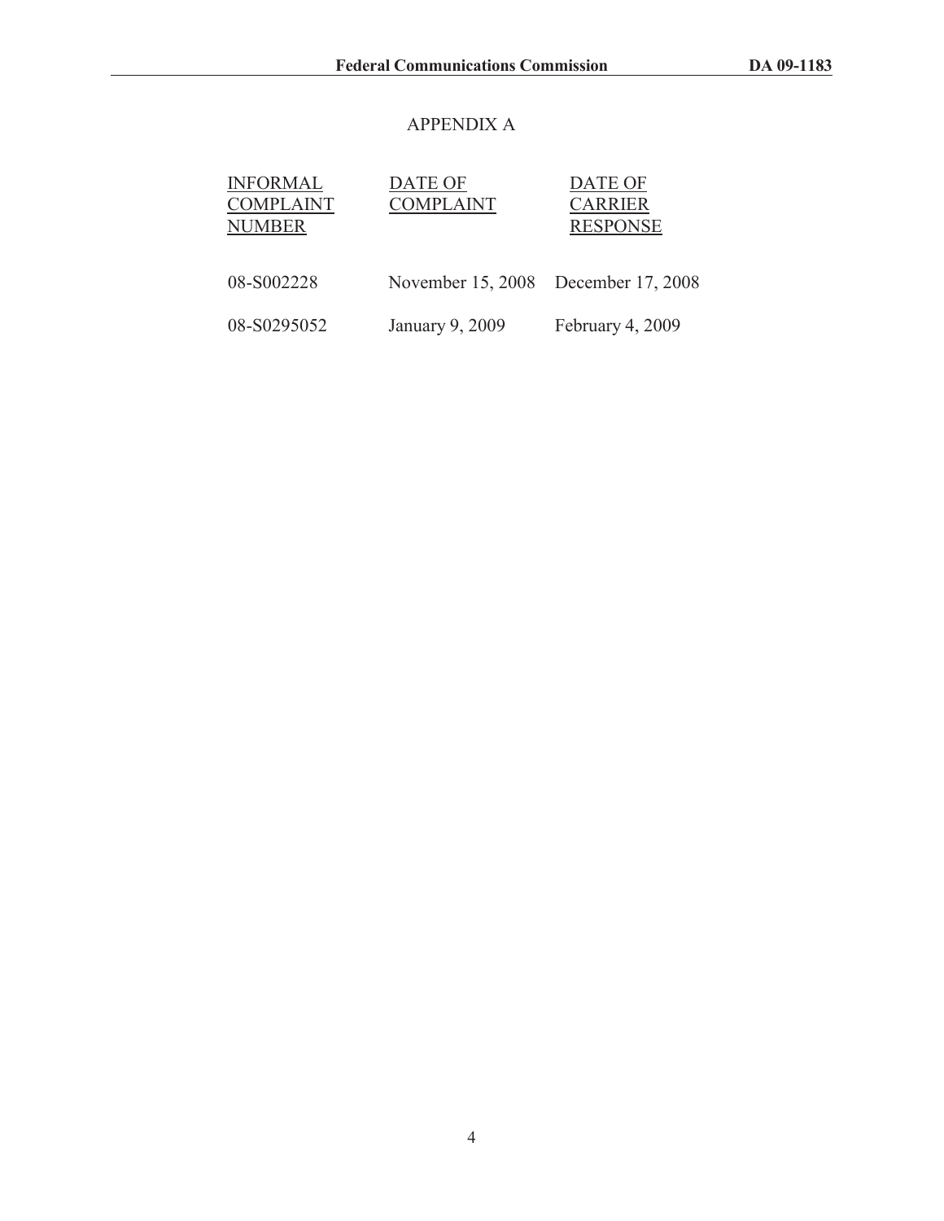# APPENDIX A

| INFORMAL COMPLAINT NUMBER | DATE OF COMPLAINT | DATE OF CARRIER RESPONSE |
|---|---|---|
| 08-S002228 | November 15, 2008 | December 17, 2008 |
| 08-S0295052 | January 9, 2009 | February 4, 2009 |